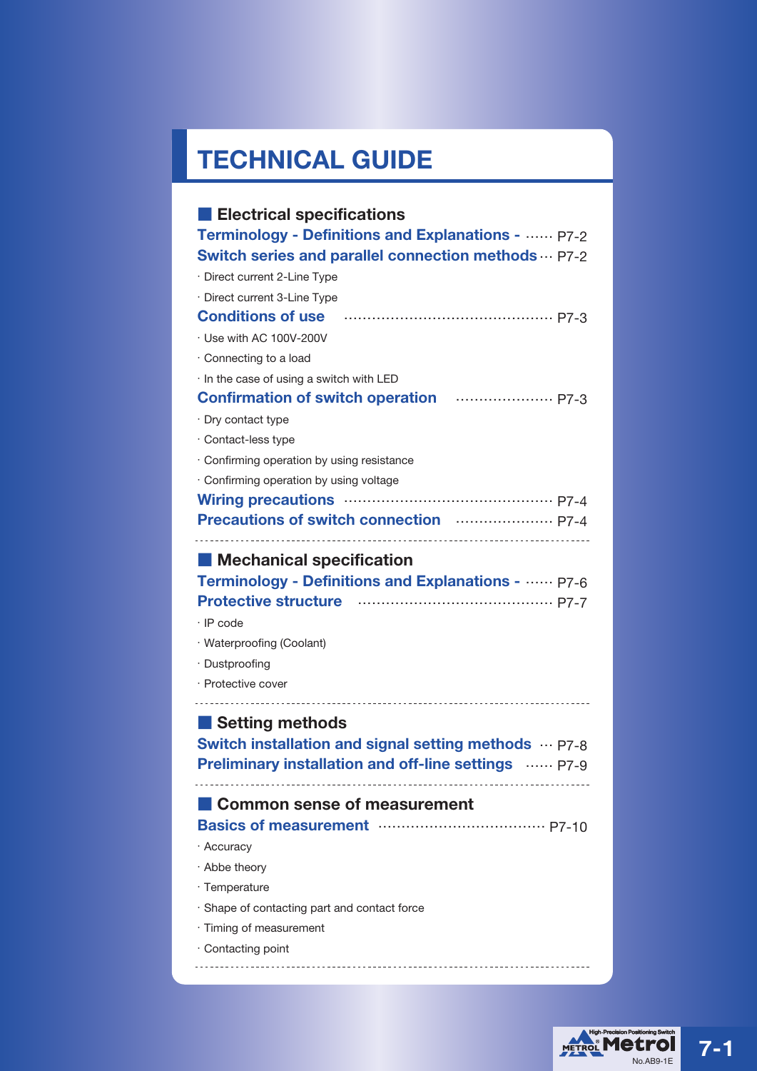# TECHNICAL GUIDE

## Electrical specifications

**Terminology - Definitions and Explanations -** ······ P7-2

**Switch series and parallel connection methods** ··· P7-2

- Direct current 2-Line Type
- Direct current 3-Line Type

**Conditions of use** ············································· P7-3

- Use with AC 100V-200V
- Connecting to a load
- In the case of using a switch with LED

**Confirmation of switch operation** ····················· P7-3

- Dry contact type
- Contact-less type
- Confirming operation by using resistance
- Confirming operation by using voltage

**Wiring precautions** ············································ P7-4

**Precautions of switch connection** ····················· P7-4

## Mechanical specification

**Terminology - Definitions and Explanations -** ······ P7-6

**Protective structure** ········································· P7-7

- IP code
- Waterproofing (Coolant)
- Dustproofing
- Protective cover

## Setting methods

**Switch installation and signal setting methods** ··· P7-8

**Preliminary installation and off-line settings** ······ P7-9

## Common sense of measurement

**Basics of measurement** ···································· P7-10

- Accuracy
- Abbe theory
- Temperature
- Shape of contacting part and contact force
- Timing of measurement
- Contacting point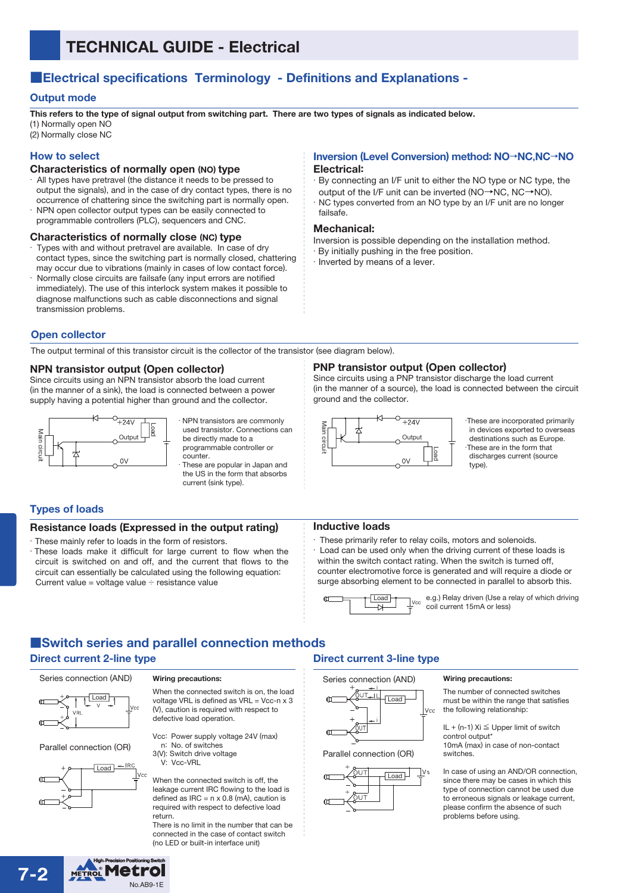# TECHNICAL GUIDE - Electrical

## Electrical specifications Terminology - Definitions and Explanations -

### Output mode

**This refers to the type of signal output from switching part. There are two types of signals as indicated below.**
(1) Normally open NO
(2) Normally close NC

### How to select

#### Characteristics of normally open (NO) type

- All types have pretravel (the distance it needs to be pressed to output the signals), and in the case of dry contact types, there is no occurrence of chattering since the switching part is normally open.
- NPN open collector output types can be easily connected to programmable controllers (PLC), sequencers and CNC.

#### Characteristics of normally close (NC) type

- Types with and without pretravel are available. In case of dry contact types, since the switching part is normally closed, chattering may occur due to vibrations (mainly in cases of low contact force).
- Normally close circuits are failsafe (any input errors are notified immediately). The use of this interlock system makes it possible to diagnose malfunctions such as cable disconnections and signal transmission problems.

### Inversion (Level Conversion) method: NO→NC,NC→NO

#### Electrical:

- By connecting an I/F unit to either the NO type or NC type, the output of the I/F unit can be inverted (NO→NC, NC→NO).
- NC types converted from an NO type by an I/F unit are no longer failsafe.

#### Mechanical:

Inversion is possible depending on the installation method.
- By initially pushing in the free position.
- Inverted by means of a lever.

### Open collector

The output terminal of this transistor circuit is the collector of the transistor (see diagram below).

#### NPN transistor output (Open collector)

Since circuits using an NPN transistor absorb the load current (in the manner of a sink), the load is connected between a power supply having a potential higher than ground and the collector.

Main circuit / +24V / Load / Output / 0V

- NPN transistors are commonly used transistor. Connections can be directly made to a programmable controller or counter.
- These are popular in Japan and the US in the form that absorbs current (sink type).

#### PNP transistor output (Open collector)

Since circuits using a PNP transistor discharge the load current (in the manner of a source), the load is connected between the circuit ground and the collector.

Main circuit / +24V / Output / 0V / Load

- These are incorporated primarily in devices exported to overseas destinations such as Europe.
- These are in the form that discharges current (source type).

### Types of loads

#### Resistance loads (Expressed in the output rating)

- These mainly refer to loads in the form of resistors.
- These loads make it difficult for large current to flow when the circuit is switched on and off, and the current that flows to the circuit can essentially be calculated using the following equation:
  Current value = voltage value ÷ resistance value

#### Inductive loads

- These primarily refer to relay coils, motors and solenoids.
- Load can be used only when the driving current of these loads is within the switch contact rating. When the switch is turned off, counter electromotive force is generated and will require a diode or surge absorbing element to be connected in parallel to absorb this.

Load / Vcc

e.g.) Relay driven (Use a relay of which driving coil current 15mA or less)

## Switch series and parallel connection methods

### Direct current 2-line type

Series connection (AND)

Load / V / VRL / Vcc

Parallel connection (OR)

Load / IRC / Vcc

**Wiring precautions:**

When the connected switch is on, the load voltage VRL is defined as VRL = Vcc-n x 3 (V), caution is required with respect to defective load operation.

Vcc: Power supply voltage 24V (max)
n: No. of switches
3(V): Switch drive voltage
V: Vcc-VRL

When the connected switch is off, the leakage current IRC flowing to the load is defined as IRC = n x 0.8 (mA), caution is required with respect to defective load return.
There is no limit in the number that can be connected in the case of contact switch (no LED or built-in interface unit)

### Direct current 3-line type

Series connection (AND)

OUT / IL / Load / i / Vcc

Parallel connection (OR)

OUT / Load / Vs

**Wiring precautions:**

The number of connected switches must be within the range that satisfies the following relationship:

IL + (n-1) Xi ≦ Upper limit of switch control output*
10mA (max) in case of non-contact switches.

In case of using an AND/OR connection, since there may be cases in which this type of connection cannot be used due to erroneous signals or leakage current, please confirm the absence of such problems before using.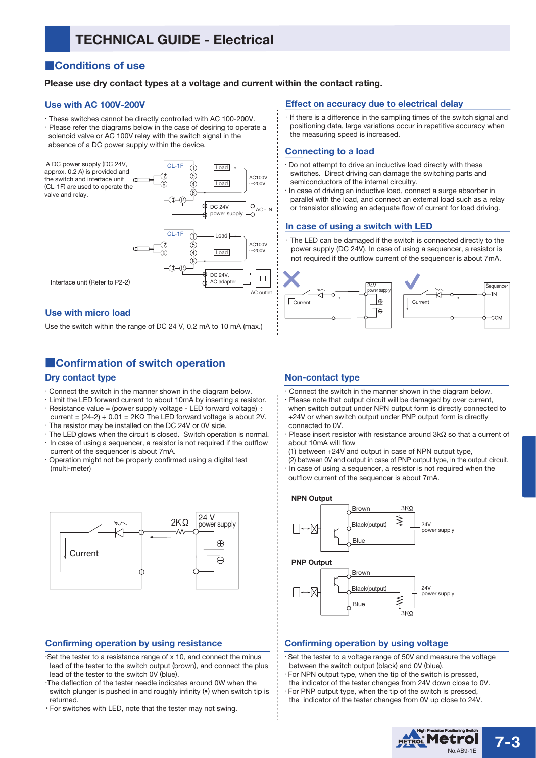# TECHNICAL GUIDE - Electrical

## Conditions of use

**Please use dry contact types at a voltage and current within the contact rating.**

### Use with AC 100V-200V

· These switches cannot be directly controlled with AC 100-200V.
· Please refer the diagrams below in the case of desiring to operate a solenoid valve or AC 100V relay with the switch signal in the absence of a DC power supply within the device.

A DC power supply (DC 24V, approx. 0.2 A) is provided and the switch and interface unit (CL-1F) are used to operate the valve and relay.

Interface unit (Refer to P2-2)

### Use with micro load

Use the switch within the range of DC 24 V, 0.2 mA to 10 mA (max.)

### Effect on accuracy due to electrical delay

· If there is a difference in the sampling times of the switch signal and positioning data, large variations occur in repetitive accuracy when the measuring speed is increased.

### Connecting to a load

· Do not attempt to drive an inductive load directly with these switches. Direct driving can damage the switching parts and semiconductors of the internal circuitry.
· In case of driving an inductive load, connect a surge absorber in parallel with the load, and connect an external load such as a relay or transistor allowing an adequate flow of current for load driving.

### In case of using a switch with LED

· The LED can be damaged if the switch is connected directly to the power supply (DC 24V). In case of using a sequencer, a resistor is not required if the outflow current of the sequencer is about 7mA.

## Confirmation of switch operation

### Dry contact type

· Connect the switch in the manner shown in the diagram below.
· Limit the LED forward current to about 10mA by inserting a resistor.
· Resistance value = (power supply voltage - LED forward voltage) ÷ current = (24-2) ÷ 0.01 = 2KΩ The LED forward voltage is about 2V.
· The resistor may be installed on the DC 24V or 0V side.
· The LED glows when the circuit is closed. Switch operation is normal.
· In case of using a sequencer, a resistor is not required if the outflow current of the sequencer is about 7mA.
· Operation might not be properly confirmed using a digital test (multi-meter)

### Confirming operation by using resistance

· Set the tester to a resistance range of x 10, and connect the minus lead of the tester to the switch output (brown), and connect the plus lead of the tester to the switch 0V (blue).
· The deflection of the tester needle indicates around 0W when the switch plunger is pushed in and roughly infinity (•) when switch tip is returned.
· For switches with LED, note that the tester may not swing.

### Non-contact type

· Connect the switch in the manner shown in the diagram below.
· Please note that output circuit will be damaged by over current, when switch output under NPN output form is directly connected to +24V or when switch output under PNP output form is directly connected to 0V.
· Please insert resistor with resistance around 3kΩ so that a current of about 10mA will flow
(1) between +24V and output in case of NPN output type,
(2) between 0V and output in case of PNP output type, in the output circuit.
· In case of using a sequencer, a resistor is not required when the outflow current of the sequencer is about 7mA.

**NPN Output**

**PNP Output**

### Confirming operation by using voltage

· Set the tester to a voltage range of 50V and measure the voltage between the switch output (black) and 0V (blue).
· For NPN output type, when the tip of the switch is pressed, the indicator of the tester changes from 24V down close to 0V.
· For PNP output type, when the tip of the switch is pressed, the indicator of the tester changes from 0V up close to 24V.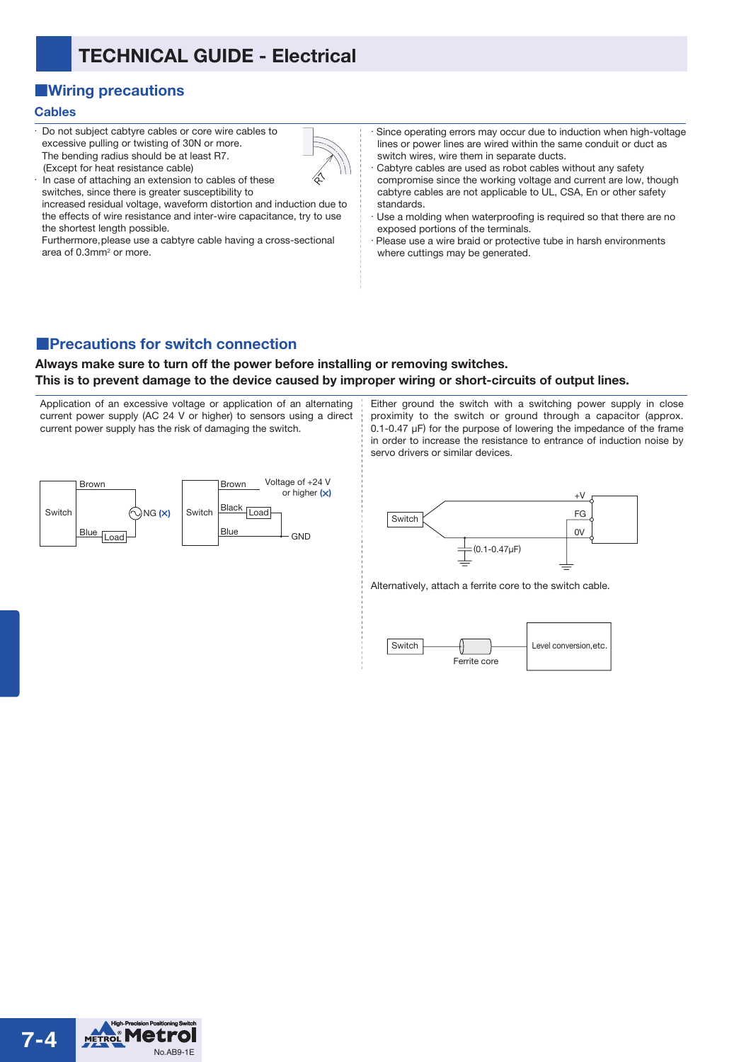# TECHNICAL GUIDE - Electrical

## ■Wiring precautions

### Cables

- Do not subject cabtyre cables or core wire cables to excessive pulling or twisting of 30N or more.
  The bending radius should be at least R7.
  (Except for heat resistance cable)
- In case of attaching an extension to cables of these switches, since there is greater susceptibility to increased residual voltage, waveform distortion and induction due to the effects of wire resistance and inter-wire capacitance, try to use the shortest length possible.
  Furthermore, please use a cabtyre cable having a cross-sectional area of 0.3mm² or more.
- Since operating errors may occur due to induction when high-voltage lines or power lines are wired within the same conduit or duct as switch wires, wire them in separate ducts.
- Cabtyre cables are used as robot cables without any safety compromise since the working voltage and current are low, though cabtyre cables are not applicable to UL, CSA, En or other safety standards.
- Use a molding when waterproofing is required so that there are no exposed portions of the terminals.
- Please use a wire braid or protective tube in harsh environments where cuttings may be generated.

## ■Precautions for switch connection

**Always make sure to turn off the power before installing or removing switches.**
**This is to prevent damage to the device caused by improper wiring or short-circuits of output lines.**

Application of an excessive voltage or application of an alternating current power supply (AC 24 V or higher) to sensors using a direct current power supply has the risk of damaging the switch.

Switch — Brown — NG (×) — Blue — Load

Switch — Brown — Voltage of +24 V or higher (×); Black — Load; Blue — GND

Either ground the switch with a switching power supply in close proximity to the switch or ground through a capacitor (approx. 0.1-0.47 μF) for the purpose of lowering the impedance of the frame in order to increase the resistance to entrance of induction noise by servo drivers or similar devices.

Switch — +V, FG, 0V — (0.1-0.47μF)

Alternatively, attach a ferrite core to the switch cable.

Switch — Ferrite core — Level conversion,etc.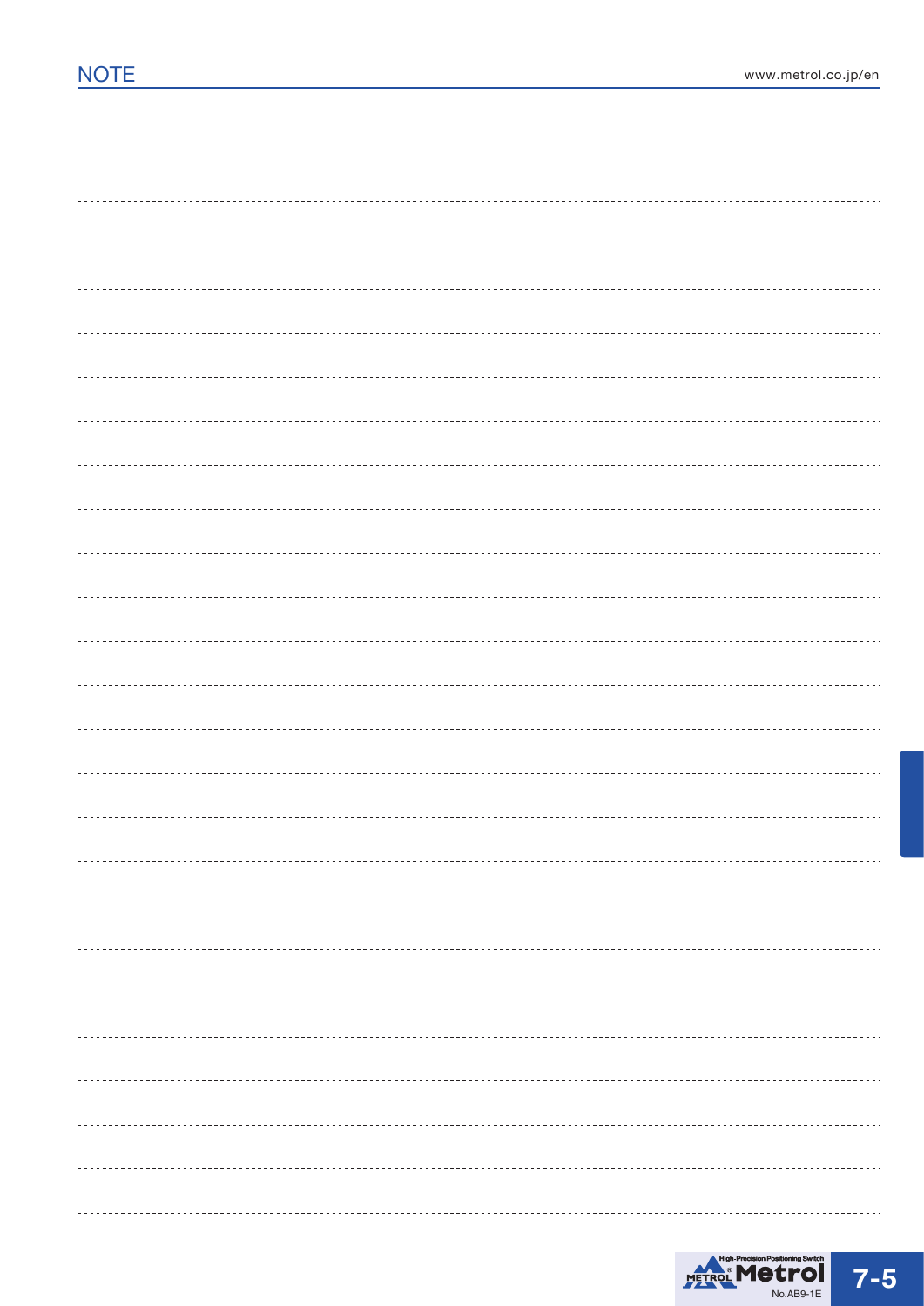# NOTE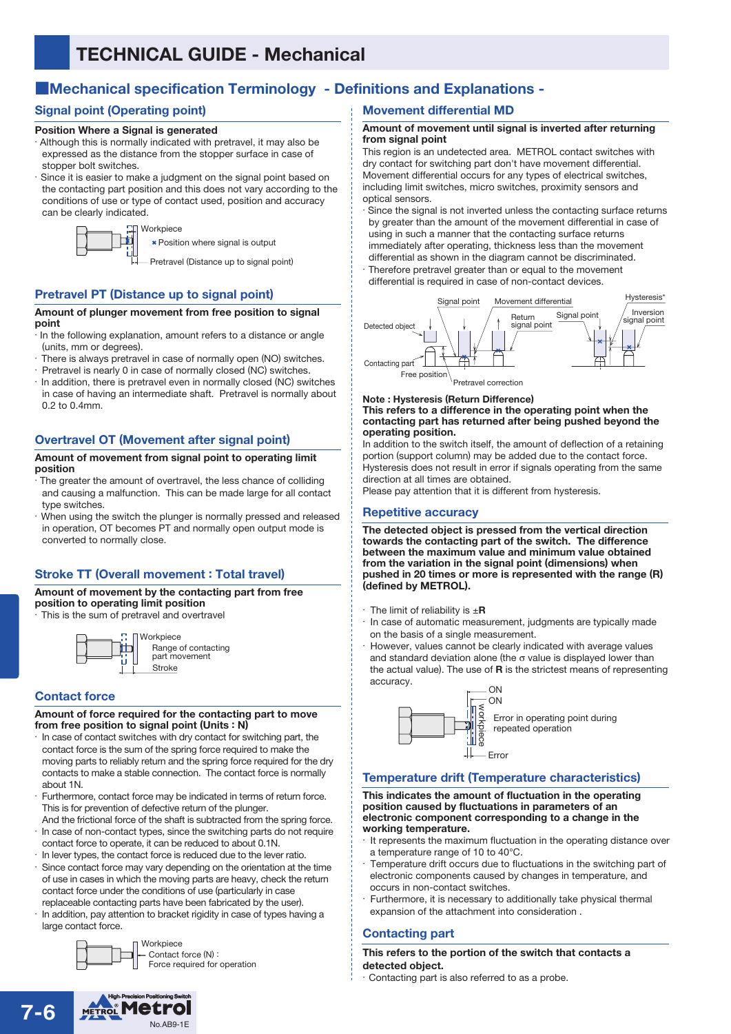# TECHNICAL GUIDE - Mechanical

## Mechanical specification Terminology - Definitions and Explanations -

### Signal point (Operating point)

**Position Where a Signal is generated**

- Although this is normally indicated with pretravel, it may also be expressed as the distance from the stopper surface in case of stopper bolt switches.
- Since it is easier to make a judgment on the signal point based on the contacting part position and this does not vary according to the conditions of use or type of contact used, position and accuracy can be clearly indicated.

Workpiece
× Position where signal is output
Pretravel (Distance up to signal point)

### Pretravel PT (Distance up to signal point)

**Amount of plunger movement from free position to signal point**

- In the following explanation, amount refers to a distance or angle (units, mm or degrees).
- There is always pretravel in case of normally open (NO) switches.
- Pretravel is nearly 0 in case of normally closed (NC) switches.
- In addition, there is pretravel even in normally closed (NC) switches in case of having an intermediate shaft. Pretravel is normally about 0.2 to 0.4mm.

### Overtravel OT (Movement after signal point)

**Amount of movement from signal point to operating limit position**

- The greater the amount of overtravel, the less chance of colliding and causing a malfunction. This can be made large for all contact type switches.
- When using the switch the plunger is normally pressed and released in operation, OT becomes PT and normally open output mode is converted to normally close.

### Stroke TT (Overall movement : Total travel)

**Amount of movement by the contacting part from free position to operating limit position**

- This is the sum of pretravel and overtravel

Workpiece
Range of contacting part movement
Stroke

### Contact force

**Amount of force required for the contacting part to move from free position to signal point (Units : N)**

- In case of contact switches with dry contact for switching part, the contact force is the sum of the spring force required to make the moving parts to reliably return and the spring force required for the dry contacts to make a stable connection. The contact force is normally about 1N.
- Furthermore, contact force may be indicated in terms of return force. This is for prevention of defective return of the plunger. And the frictional force of the shaft is subtracted from the spring force.
- In case of non-contact types, since the switching parts do not require contact force to operate, it can be reduced to about 0.1N.
- In lever types, the contact force is reduced due to the lever ratio.
- Since contact force may vary depending on the orientation at the time of use in cases in which the moving parts are heavy, check the return contact force under the conditions of use (particularly in case replaceable contacting parts have been fabricated by the user).
- In addition, pay attention to bracket rigidity in case of types having a large contact force.

Workpiece
Contact force (N) : Force required for operation

### Movement differential MD

**Amount of movement until signal is inverted after returning from signal point**

This region is an undetected area. METROL contact switches with dry contact for switching part don't have movement differential. Movement differential occurs for any types of electrical switches, including limit switches, micro switches, proximity sensors and optical sensors.

- Since the signal is not inverted unless the contacting surface returns by greater than the amount of the movement differential in case of using in such a manner that the contacting surface returns immediately after operating, thickness less than the movement differential as shown in the diagram cannot be discriminated.
- Therefore pretravel greater than or equal to the movement differential is required in case of non-contact devices.

Signal point / Movement differential / Return signal point / Signal point / Hysteresis* / Inversion signal point / Detected object / Contacting part / Free position / Pretravel correction

**Note : Hysteresis (Return Difference)**
**This refers to a difference in the operating point when the contacting part has returned after being pushed beyond the operating position.**
In addition to the switch itself, the amount of deflection of a retaining portion (support column) may be added due to the contact force. Hysteresis does not result in error if signals operating from the same direction at all times are obtained.
Please pay attention that it is different from hysteresis.

### Repetitive accuracy

**The detected object is pressed from the vertical direction towards the contacting part of the switch. The difference between the maximum value and minimum value obtained from the variation in the signal point (dimensions) when pushed in 20 times or more is represented with the range (R) (defined by METROL).**

- The limit of reliability is ±**R**
- In case of automatic measurement, judgments are typically made on the basis of a single measurement.
- However, values cannot be clearly indicated with average values and standard deviation alone (the σ value is displayed lower than the actual value). The use of **R** is the strictest means of representing accuracy.

ON
ON
Workpiece
Error in operating point during repeated operation
Error

### Temperature drift (Temperature characteristics)

**This indicates the amount of fluctuation in the operating position caused by fluctuations in parameters of an electronic component corresponding to a change in the working temperature.**

- It represents the maximum fluctuation in the operating distance over a temperature range of 10 to 40°C.
- Temperature drift occurs due to fluctuations in the switching part of electronic components caused by changes in temperature, and occurs in non-contact switches.
- Furthermore, it is necessary to additionally take physical thermal expansion of the attachment into consideration .

### Contacting part

**This refers to the portion of the switch that contacts a detected object.**

- Contacting part is also referred to as a probe.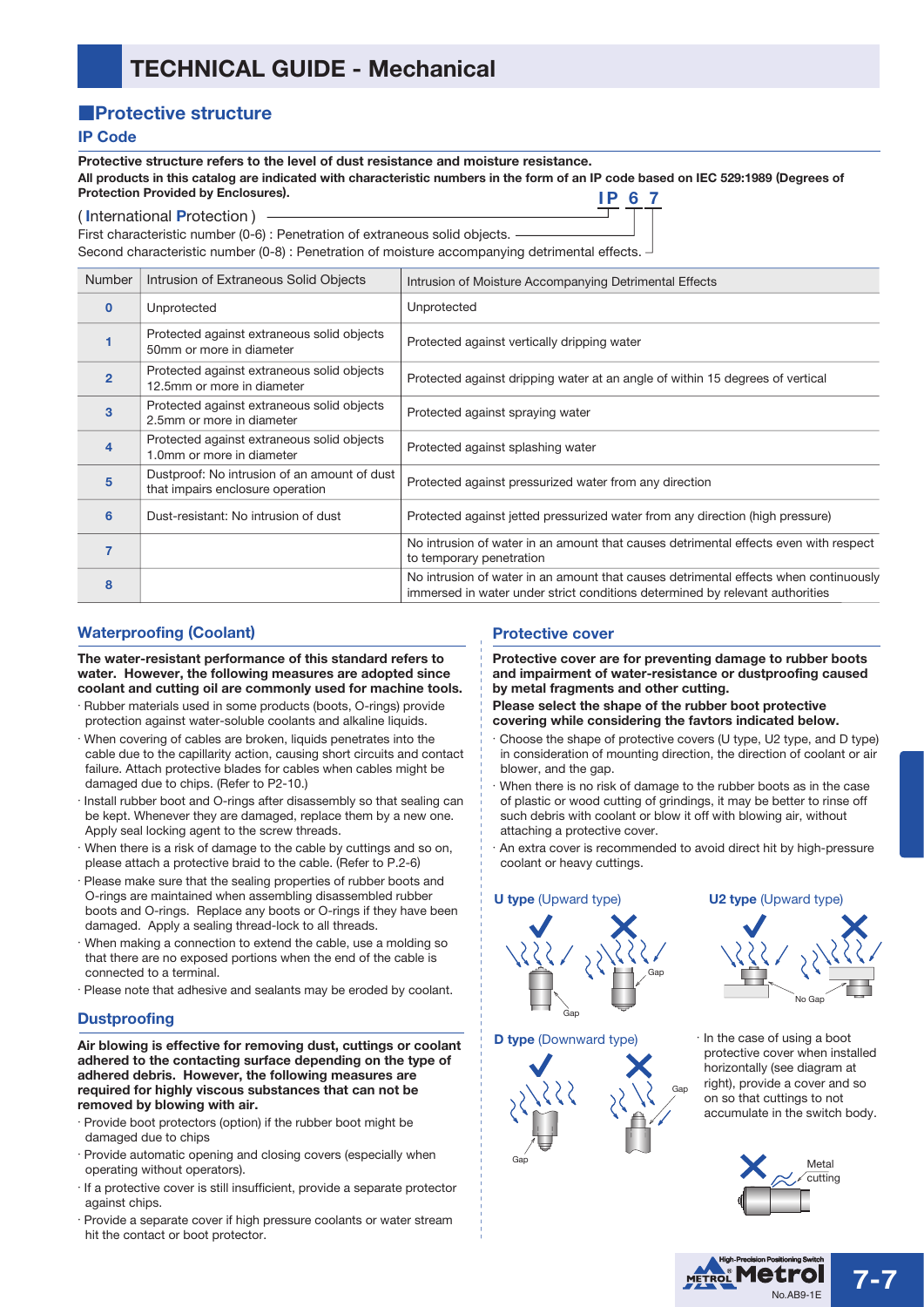# TECHNICAL GUIDE - Mechanical

## Protective structure

### IP Code

**Protective structure refers to the level of dust resistance and moisture resistance.**
**All products in this catalog are indicated with characteristic numbers in the form of an IP code based on IEC 529:1989 (Degrees of Protection Provided by Enclosures).**

**IP 6 7**

( **I**nternational **P**rotection )
First characteristic number (0-6) : Penetration of extraneous solid objects.
Second characteristic number (0-8) : Penetration of moisture accompanying detrimental effects.

| Number | Intrusion of Extraneous Solid Objects | Intrusion of Moisture Accompanying Detrimental Effects |
|---|---|---|
| 0 | Unprotected | Unprotected |
| 1 | Protected against extraneous solid objects 50mm or more in diameter | Protected against vertically dripping water |
| 2 | Protected against extraneous solid objects 12.5mm or more in diameter | Protected against dripping water at an angle of within 15 degrees of vertical |
| 3 | Protected against extraneous solid objects 2.5mm or more in diameter | Protected against spraying water |
| 4 | Protected against extraneous solid objects 1.0mm or more in diameter | Protected against splashing water |
| 5 | Dustproof: No intrusion of an amount of dust that impairs enclosure operation | Protected against pressurized water from any direction |
| 6 | Dust-resistant: No intrusion of dust | Protected against jetted pressurized water from any direction (high pressure) |
| 7 | | No intrusion of water in an amount that causes detrimental effects even with respect to temporary penetration |
| 8 | | No intrusion of water in an amount that causes detrimental effects when continuously immersed in water under strict conditions determined by relevant authorities |

### Waterproofing (Coolant)

**The water-resistant performance of this standard refers to water. However, the following measures are adopted since coolant and cutting oil are commonly used for machine tools.**

- Rubber materials used in some products (boots, O-rings) provide protection against water-soluble coolants and alkaline liquids.
- When covering of cables are broken, liquids penetrates into the cable due to the capillarity action, causing short circuits and contact failure. Attach protective blades for cables when cables might be damaged due to chips. (Refer to P2-10.)
- Install rubber boot and O-rings after disassembly so that sealing can be kept. Whenever they are damaged, replace them by a new one. Apply seal locking agent to the screw threads.
- When there is a risk of damage to the cable by cuttings and so on, please attach a protective braid to the cable. (Refer to P.2-6)
- Please make sure that the sealing properties of rubber boots and O-rings are maintained when assembling disassembled rubber boots and O-rings. Replace any boots or O-rings if they have been damaged. Apply a sealing thread-lock to all threads.
- When making a connection to extend the cable, use a molding so that there are no exposed portions when the end of the cable is connected to a terminal.
- Please note that adhesive and sealants may be eroded by coolant.

### Dustproofing

**Air blowing is effective for removing dust, cuttings or coolant adhered to the contacting surface depending on the type of adhered debris. However, the following measures are required for highly viscous substances that can not be removed by blowing with air.**

- Provide boot protectors (option) if the rubber boot might be damaged due to chips
- Provide automatic opening and closing covers (especially when operating without operators).
- If a protective cover is still insufficient, provide a separate protector against chips.
- Provide a separate cover if high pressure coolants or water stream hit the contact or boot protector.

### Protective cover

**Protective cover are for preventing damage to rubber boots and impairment of water-resistance or dustproofing caused by metal fragments and other cutting.**
**Please select the shape of the rubber boot protective covering while considering the favtors indicated below.**

- Choose the shape of protective covers (U type, U2 type, and D type) in consideration of mounting direction, the direction of coolant or air blower, and the gap.
- When there is no risk of damage to the rubber boots as in the case of plastic or wood cutting of grindings, it may be better to rinse off such debris with coolant or blow it off with blowing air, without attaching a protective cover.
- An extra cover is recommended to avoid direct hit by high-pressure coolant or heavy cuttings.

**U type** (Upward type)

Gap / Gap

**U2 type** (Upward type)

No Gap

**D type** (Downward type)

Gap / Gap

- In the case of using a boot protective cover when installed horizontally (see diagram at right), provide a cover and so on so that cuttings to not accumulate in the switch body.

Metal cutting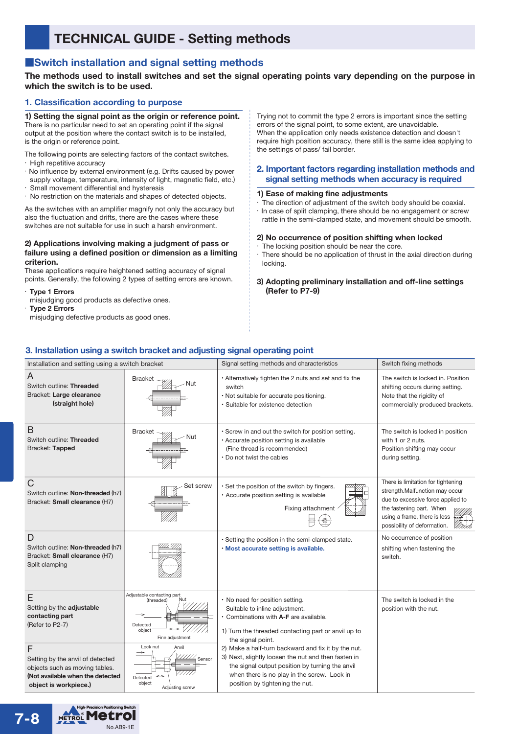# TECHNICAL GUIDE - Setting methods

## ■Switch installation and signal setting methods

**The methods used to install switches and set the signal operating points vary depending on the purpose in which the switch is to be used.**

### 1. Classification according to purpose

**1) Setting the signal point as the origin or reference point.**
There is no particular need to set an operating point if the signal output at the position where the contact switch is to be installed, is the origin or reference point.

The following points are selecting factors of the contact switches.
- High repetitive accuracy
- No influence by external environment (e.g. Drifts caused by power supply voltage, temperature, intensity of light, magnetic field, etc.)
- Small movement differential and hysteresis
- No restriction on the materials and shapes of detected objects.

As the switches with an amplifier magnify not only the accuracy but also the fluctuation and drifts, there are the cases where these switches are not suitable for use in such a harsh environment.

**2) Applications involving making a judgment of pass or failure using a defined position or dimension as a limiting criterion.**
These applications require heightened setting accuracy of signal points. Generally, the following 2 types of setting errors are known.

- **Type 1 Errors**
  misjudging good products as defective ones.
- **Type 2 Errors**
  misjudging defective products as good ones.

Trying not to commit the type 2 errors is important since the setting errors of the signal point, to some extent, are unavoidable.
When the application only needs existence detection and doesn't require high position accuracy, there still is the same idea applying to the settings of pass/ fail border.

### 2. Important factors regarding installation methods and signal setting methods when accuracy is required

**1) Ease of making fine adjustments**
- The direction of adjustment of the switch body should be coaxial.
- In case of split clamping, there should be no engagement or screw rattle in the semi-clamped state, and movement should be smooth.

**2) No occurrence of position shifting when locked**
- The locking position should be near the core.
- There should be no application of thrust in the axial direction during locking.

**3) Adopting preliminary installation and off-line settings (Refer to P7-9)**

### 3. Installation using a switch bracket and adjusting signal operating point

| Installation and setting using a switch bracket | | Signal setting methods and characteristics | Switch fixing methods |
|---|---|---|---|
| A<br>Switch outline: **Threaded**<br>Bracket: **Large clearance (straight hole)** | Bracket / Nut | · Alternatively tighten the 2 nuts and set and fix the switch<br>· Not suitable for accurate positioning.<br>· Suitable for existence detection | The switch is locked in. Position shifting occurs during setting. Note that the rigidity of commercially produced brackets. |
| B<br>Switch outline: **Threaded**<br>Bracket: **Tapped** | Bracket / Nut | · Screw in and out the switch for position setting.<br>· Accurate position setting is available (Fine thread is recommended)<br>· Do not twist the cables | The switch is locked in position with 1 or 2 nuts. Position shifting may occur during setting. |
| C<br>Switch outline: **Non-threaded** (h7)<br>Bracket: **Small clearance** (H7) | Set screw | · Set the position of the switch by fingers.<br>· Accurate position setting is available<br>Fixing attachment | There is limitation for tightening strength.Malfunction may occur due to excessive force applied to the fastening part. When using a frame, there is less possibility of deformation. |
| D<br>Switch outline: **Non-threaded** (h7)<br>Bracket: **Small clearance** (H7)<br>Split clamping | | · Setting the position in the semi-clamped state.<br>· **Most accurate setting is available.** | No occurrence of position shifting when fastening the switch. |
| E<br>Setting by the **adjustable contacting part**<br>(Refer to P2-7) | Adjustable contacting part (threaded) / Nut / Detected object / Fine adjustment | · No need for position setting. Suitable to inline adjustment.<br>· Combinations with **A-F** are available.<br>1) Turn the threaded contacting part or anvil up to the signal point.<br>2) Make a half-turn backward and fix it by the nut.<br>3) Next, slightly loosen the nut and then fasten in the semi-clamped state, to get the signal output position by turning the anvil when there is no play in the screw. Lock in position by tightening the nut. | The switch is locked in the position with the nut. |
| F<br>Setting by the anvil of detected objects such as moving tables.<br>**(Not available when the detected object is workpiece.)** | Lock nut / Anvil / Sensor / Detected object / Adjusting screw | | |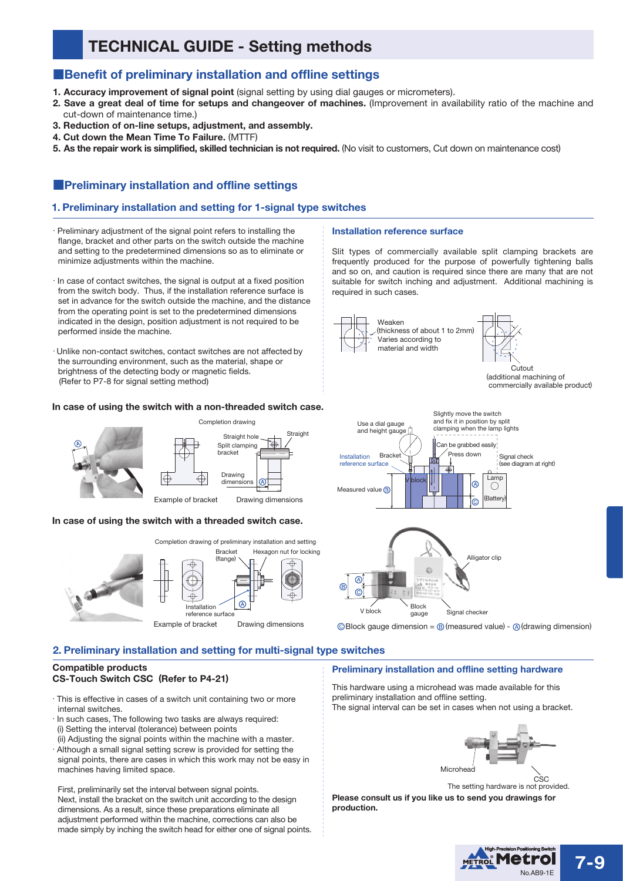# TECHNICAL GUIDE - Setting methods

## ■Benefit of preliminary installation and offline settings

1. **Accuracy improvement of signal point** (signal setting by using dial gauges or micrometers).
2. **Save a great deal of time for setups and changeover of machines.** (Improvement in availability ratio of the machine and cut-down of maintenance time.)
3. **Reduction of on-line setups, adjustment, and assembly.**
4. **Cut down the Mean Time To Failure.** (MTTF)
5. **As the repair work is simplified, skilled technician is not required.** (No visit to customers, Cut down on maintenance cost)

## ■Preliminary installation and offline settings

### 1. Preliminary installation and setting for 1-signal type switches

- Preliminary adjustment of the signal point refers to installing the flange, bracket and other parts on the switch outside the machine and setting to the predetermined dimensions so as to eliminate or minimize adjustments within the machine.
- In case of contact switches, the signal is output at a fixed position from the switch body. Thus, if the installation reference surface is set in advance for the switch outside the machine, and the distance from the operating point is set to the predetermined dimensions indicated in the design, position adjustment is not required to be performed inside the machine.
- Unlike non-contact switches, contact switches are not affected by the surrounding environment, such as the material, shape or brightness of the detecting body or magnetic fields. (Refer to P7-8 for signal setting method)

#### Installation reference surface

Slit types of commercially available split clamping brackets are frequently produced for the purpose of powerfully tightening balls and so on, and caution is required since there are many that are not suitable for switch inching and adjustment. Additional machining is required in such cases.

Weaken (thickness of about 1 to 2mm) Varies according to material and width

Cutout (additional machining of commercially available product)

#### In case of using the switch with a non-threaded switch case.

Completion drawing: Straight hole, Straight, Split clamping bracket, Drawing dimensions Ⓐ

Example of bracket — Drawing dimensions

Use a dial gauge and height gauge; Slightly move the switch and fix it in position by split clamping when the lamp lights; Can be grabbed easily; Press down; Installation reference surface; Bracket; V block; Signal check (see diagram at right); Lamp; (Battery); Measured value Ⓑ; Ⓐ; Ⓒ

#### In case of using the switch with a threaded switch case.

Completion drawing of preliminary installation and setting: Bracket (flange), Hexagon nut for locking, Installation reference surface, Ⓐ

Example of bracket — Drawing dimensions

Alligator clip; Ⓐ; Ⓑ; Ⓒ; V block; Block gauge; Signal checker

Ⓒ Block gauge dimension = Ⓑ (measured value) - Ⓐ (drawing dimension)

### 2. Preliminary installation and setting for multi-signal type switches

**Compatible products**
**CS-Touch Switch CSC (Refer to P4-21)**

- This is effective in cases of a switch unit containing two or more internal switches.
- In such cases, The following two tasks are always required:
  (i) Setting the interval (tolerance) between points
  (ii) Adjusting the signal points within the machine with a master.
- Although a small signal setting screw is provided for setting the signal points, there are cases in which this work may not be easy in machines having limited space.

First, preliminarily set the interval between signal points.
Next, install the bracket on the switch unit according to the design dimensions. As a result, since these preparations eliminate all adjustment performed within the machine, corrections can also be made simply by inching the switch head for either one of signal points.

#### Preliminary installation and offline setting hardware

This hardware using a microhead was made available for this preliminary installation and offline setting.
The signal interval can be set in cases when not using a bracket.

Microhead — CSC

The setting hardware is not provided.

**Please consult us if you like us to send you drawings for production.**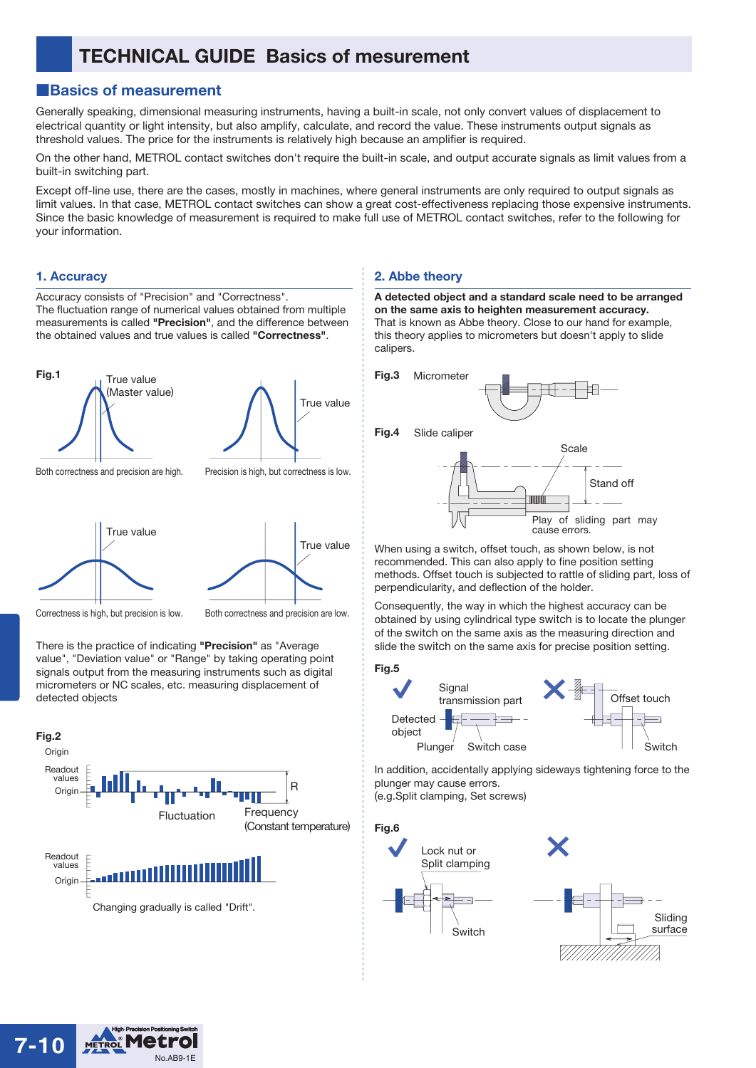# TECHNICAL GUIDE Basics of mesurement

## Basics of measurement

Generally speaking, dimensional measuring instruments, having a built-in scale, not only convert values of displacement to electrical quantity or light intensity, but also amplify, calculate, and record the value. These instruments output signals as threshold values. The price for the instruments is relatively high because an amplifier is required.

On the other hand, METROL contact switches don't require the built-in scale, and output accurate signals as limit values from a built-in switching part.

Except off-line use, there are the cases, mostly in machines, where general instruments are only required to output signals as limit values. In that case, METROL contact switches can show a great cost-effectiveness replacing those expensive instruments. Since the basic knowledge of measurement is required to make full use of METROL contact switches, refer to the following for your information.

### 1. Accuracy

Accuracy consists of "Precision" and "Correctness".
The fluctuation range of numerical values obtained from multiple measurements is called **"Precision"**, and the difference between the obtained values and true values is called **"Correctness"**.

**Fig.1**

True value (Master value)
Both correctness and precision are high.

True value
Precision is high, but correctness is low.

True value
Correctness is high, but precision is low.

True value
Both correctness and precision are low.

There is the practice of indicating **"Precision"** as "Average value", "Deviation value" or "Range" by taking operating point signals output from the measuring instruments such as digital micrometers or NC scales, etc. measuring displacement of detected objects

**Fig.2**

Origin
Readout values
Origin
R
Fluctuation
Frequency (Constant temperature)

Readout values
Origin
Changing gradually is called "Drift".

### 2. Abbe theory

**A detected object and a standard scale need to be arranged on the same axis to heighten measurement accuracy.**
That is known as Abbe theory. Close to our hand for example, this theory applies to micrometers but doesn't apply to slide calipers.

**Fig.3** Micrometer

**Fig.4** Slide caliper

Scale
Stand off
Play of sliding part may cause errors.

When using a switch, offset touch, as shown below, is not recommended. This can also apply to fine position setting methods. Offset touch is subjected to rattle of sliding part, loss of perpendicularity, and deflection of the holder.

Consequently, the way in which the highest accuracy can be obtained by using cylindrical type switch is to locate the plunger of the switch on the same axis as the measuring direction and slide the switch on the same axis for precise position setting.

**Fig.5**

✔ Signal transmission part
Detected object
Plunger
Switch case

✘ Offset touch
Switch

In addition, accidentally applying sideways tightening force to the plunger may cause errors.
(e.g.Split clamping, Set screws)

**Fig.6**

✔ Lock nut or Split clamping
Switch

✘ Sliding surface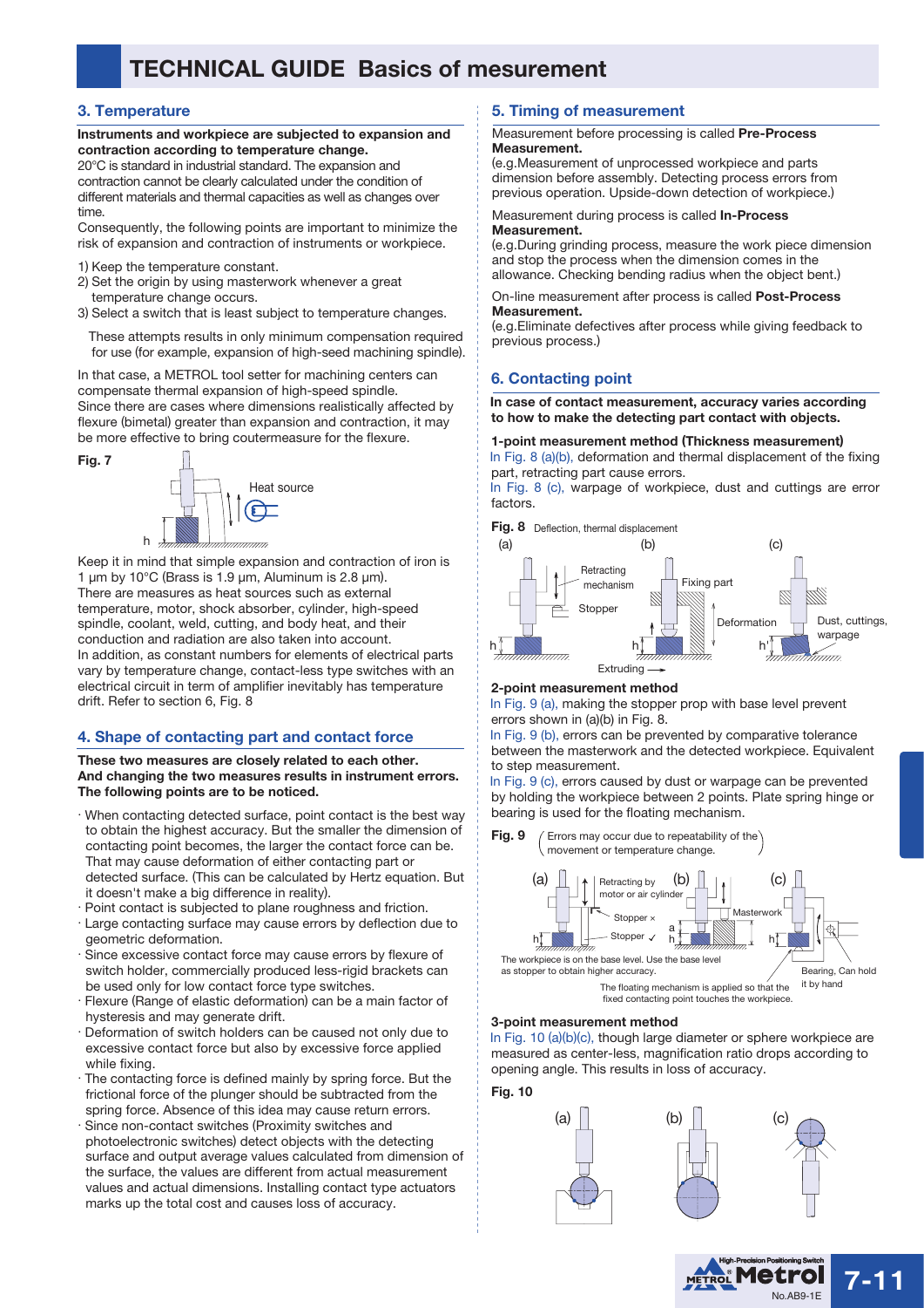# TECHNICAL GUIDE Basics of mesurement

## 3. Temperature

**Instruments and workpiece are subjected to expansion and contraction according to temperature change.**

20°C is standard in industrial standard. The expansion and contraction cannot be clearly calculated under the condition of different materials and thermal capacities as well as changes over time.

Consequently, the following points are important to minimize the risk of expansion and contraction of instruments or workpiece.

1) Keep the temperature constant.
2) Set the origin by using masterwork whenever a great temperature change occurs.
3) Select a switch that is least subject to temperature changes.

These attempts results in only minimum compensation required for use (for example, expansion of high-seed machining spindle).

In that case, a METROL tool setter for machining centers can compensate thermal expansion of high-speed spindle.

Since there are cases where dimensions realistically affected by flexure (bimetal) greater than expansion and contraction, it may be more effective to bring coutermeasure for the flexure.

**Fig. 7**

Heat source

h

Keep it in mind that simple expansion and contraction of iron is 1 μm by 10°C (Brass is 1.9 μm, Aluminum is 2.8 μm).

There are measures as heat sources such as external temperature, motor, shock absorber, cylinder, high-speed spindle, coolant, weld, cutting, and body heat, and their conduction and radiation are also taken into account.

In addition, as constant numbers for elements of electrical parts vary by temperature change, contact-less type switches with an electrical circuit in term of amplifier inevitably has temperature drift. Refer to section 6, Fig. 8

## 4. Shape of contacting part and contact force

**These two measures are closely related to each other. And changing the two measures results in instrument errors. The following points are to be noticed.**

- When contacting detected surface, point contact is the best way to obtain the highest accuracy. But the smaller the dimension of contacting point becomes, the larger the contact force can be. That may cause deformation of either contacting part or detected surface. (This can be calculated by Hertz equation. But it doesn't make a big difference in reality).
- Point contact is subjected to plane roughness and friction.
- Large contacting surface may cause errors by deflection due to geometric deformation.
- Since excessive contact force may cause errors by flexure of switch holder, commercially produced less-rigid brackets can be used only for low contact force type switches.
- Flexure (Range of elastic deformation) can be a main factor of hysteresis and may generate drift.
- Deformation of switch holders can be caused not only due to excessive contact force but also by excessive force applied while fixing.
- The contacting force is defined mainly by spring force. But the frictional force of the plunger should be subtracted from the spring force. Absence of this idea may cause return errors.
- Since non-contact switches (Proximity switches and photoelectronic switches) detect objects with the detecting surface and output average values calculated from dimension of the surface, the values are different from actual measurement values and actual dimensions. Installing contact type actuators marks up the total cost and causes loss of accuracy.

## 5. Timing of measurement

Measurement before processing is called **Pre-Process Measurement.**

(e.g.Measurement of unprocessed workpiece and parts dimension before assembly. Detecting process errors from previous operation. Upside-down detection of workpiece.)

Measurement during process is called **In-Process Measurement.**

(e.g.During grinding process, measure the work piece dimension and stop the process when the dimension comes in the allowance. Checking bending radius when the object bent.)

On-line measurement after process is called **Post-Process Measurement.**

(e.g.Eliminate defectives after process while giving feedback to previous process.)

## 6. Contacting point

**In case of contact measurement, accuracy varies according to how to make the detecting part contact with objects.**

**1-point measurement method (Thickness measurement)**

In Fig. 8 (a)(b), deformation and thermal displacement of the fixing part, retracting part cause errors.

In Fig. 8 (c), warpage of workpiece, dust and cuttings are error factors.

**Fig. 8** Deflection, thermal displacement

(a) Retracting mechanism, Stopper, h
(b) Fixing part, Deformation, h, Extruding
(c) Dust, cuttings, warpage, h'

**2-point measurement method**

In Fig. 9 (a), making the stopper prop with base level prevent errors shown in (a)(b) in Fig. 8.

In Fig. 9 (b), errors can be prevented by comparative tolerance between the masterwork and the detected workpiece. Equivalent to step measurement.

In Fig. 9 (c), errors caused by dust or warpage can be prevented by holding the workpiece between 2 points. Plate spring hinge or bearing is used for the floating mechanism.

**Fig. 9** (Errors may occur due to repeatability of the movement or temperature change.)

(a) Retracting by motor or air cylinder, Stopper ×, Stopper ✓, h
(b) Masterwork, a, h
(c) h

The workpiece is on the base level. Use the base level as stopper to obtain higher accuracy.

The floating mechanism is applied so that the fixed contacting point touches the workpiece.

Bearing, Can hold it by hand

**3-point measurement method**

In Fig. 10 (a)(b)(c), though large diameter or sphere workpiece are measured as center-less, magnification ratio drops according to opening angle. This results in loss of accuracy.

**Fig. 10**

(a) (b) (c)